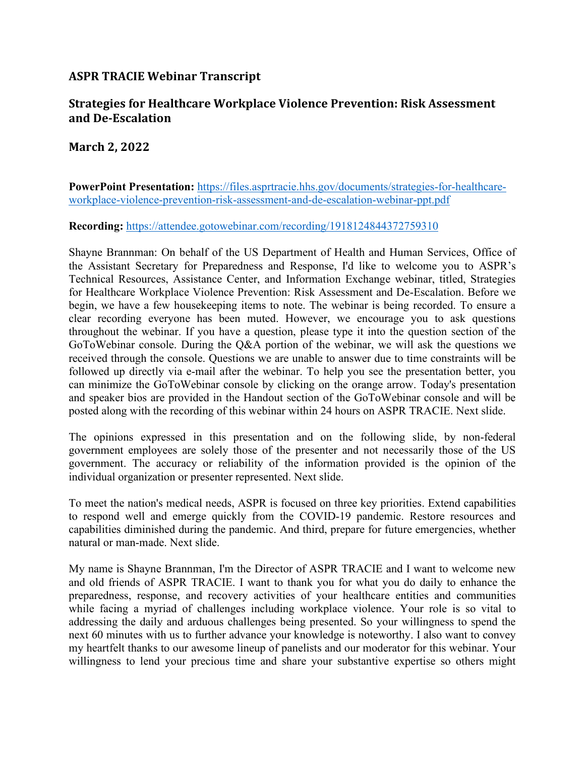## ASPR TRACIE Webinar Transcript

## Strategies for Healthcare Workplace Violence Prevention: Risk Assessment and De-Escalation

## March 2, 2022

**PowerPoint Presentation:** [https://files.asprtracie.hhs.gov/documents/strategies-for-healthcare-workplace-violence-prevention-risk-assessment-and-de-escalation-webinar-ppt.pdf](https://files.asprtracie.hhs.gov/documents/strategies-for-healthcare-workplace-violence-prevention-risk-assessment-and-de-escalation-webinar-ppt.pdf)

**Recording:** [https://attendee.gotowebinar.com/recording/1918124844372759310](https://attendee.gotowebinar.com/recording/1918124844372759310)

Shayne Brannman: On behalf of the US Department of Health and Human Services, Office of the Assistant Secretary for Preparedness and Response, I'd like to welcome you to ASPR's Technical Resources, Assistance Center, and Information Exchange webinar, titled, Strategies for Healthcare Workplace Violence Prevention: Risk Assessment and De-Escalation. Before we begin, we have a few housekeeping items to note. The webinar is being recorded. To ensure a clear recording everyone has been muted. However, we encourage you to ask questions throughout the webinar. If you have a question, please type it into the question section of the GoToWebinar console. During the Q&A portion of the webinar, we will ask the questions we received through the console. Questions we are unable to answer due to time constraints will be followed up directly via e-mail after the webinar. To help you see the presentation better, you can minimize the GoToWebinar console by clicking on the orange arrow. Today's presentation and speaker bios are provided in the Handout section of the GoToWebinar console and will be posted along with the recording of this webinar within 24 hours on ASPR TRACIE. Next slide.

The opinions expressed in this presentation and on the following slide, by non-federal government employees are solely those of the presenter and not necessarily those of the US government. The accuracy or reliability of the information provided is the opinion of the individual organization or presenter represented. Next slide.

To meet the nation's medical needs, ASPR is focused on three key priorities. Extend capabilities to respond well and emerge quickly from the COVID-19 pandemic. Restore resources and capabilities diminished during the pandemic. And third, prepare for future emergencies, whether natural or man-made. Next slide.

My name is Shayne Brannman, I'm the Director of ASPR TRACIE and I want to welcome new and old friends of ASPR TRACIE. I want to thank you for what you do daily to enhance the preparedness, response, and recovery activities of your healthcare entities and communities while facing a myriad of challenges including workplace violence. Your role is so vital to addressing the daily and arduous challenges being presented. So your willingness to spend the next 60 minutes with us to further advance your knowledge is noteworthy. I also want to convey my heartfelt thanks to our awesome lineup of panelists and our moderator for this webinar. Your willingness to lend your precious time and share your substantive expertise so others might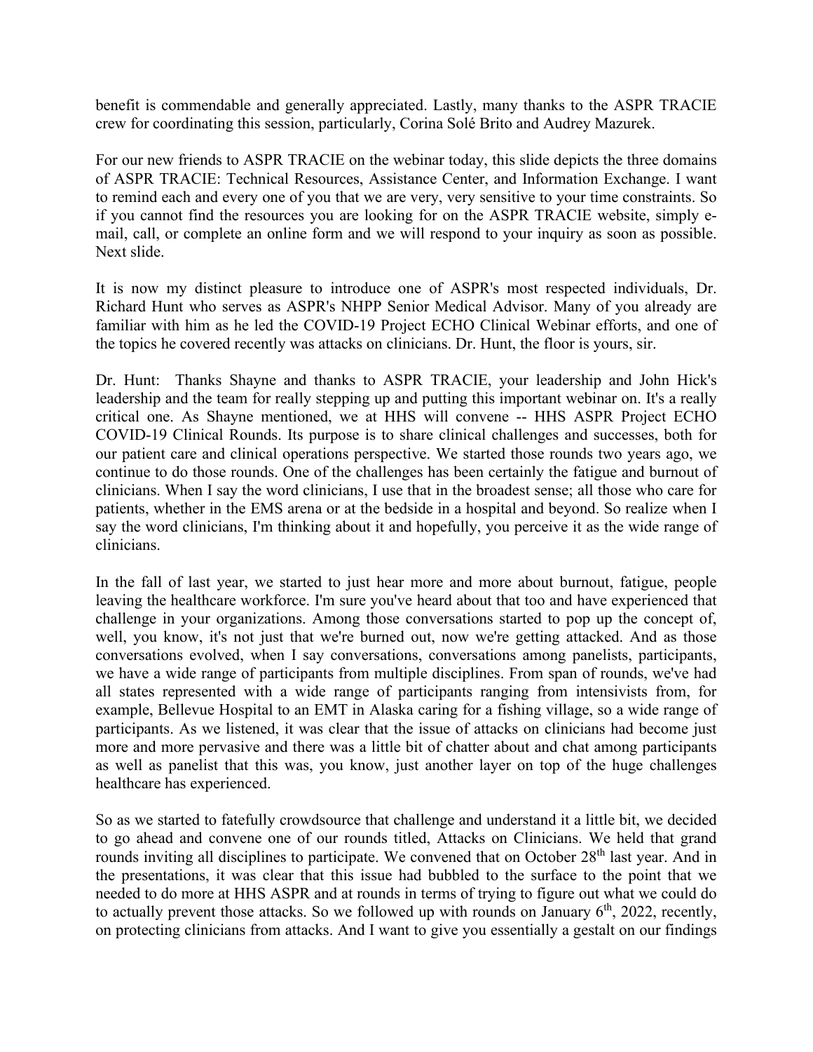benefit is commendable and generally appreciated. Lastly, many thanks to the ASPR TRACIE crew for coordinating this session, particularly, Corina Solé Brito and Audrey Mazurek.

For our new friends to ASPR TRACIE on the webinar today, this slide depicts the three domains of ASPR TRACIE: Technical Resources, Assistance Center, and Information Exchange. I want to remind each and every one of you that we are very, very sensitive to your time constraints. So if you cannot find the resources you are looking for on the ASPR TRACIE website, simply e-mail, call, or complete an online form and we will respond to your inquiry as soon as possible. Next slide.

It is now my distinct pleasure to introduce one of ASPR's most respected individuals, Dr. Richard Hunt who serves as ASPR's NHPP Senior Medical Advisor. Many of you already are familiar with him as he led the COVID-19 Project ECHO Clinical Webinar efforts, and one of the topics he covered recently was attacks on clinicians. Dr. Hunt, the floor is yours, sir.

Dr. Hunt: Thanks Shayne and thanks to ASPR TRACIE, your leadership and John Hick's leadership and the team for really stepping up and putting this important webinar on. It's a really critical one. As Shayne mentioned, we at HHS will convene -- HHS ASPR Project ECHO COVID-19 Clinical Rounds. Its purpose is to share clinical challenges and successes, both for our patient care and clinical operations perspective. We started those rounds two years ago, we continue to do those rounds. One of the challenges has been certainly the fatigue and burnout of clinicians. When I say the word clinicians, I use that in the broadest sense; all those who care for patients, whether in the EMS arena or at the bedside in a hospital and beyond. So realize when I say the word clinicians, I'm thinking about it and hopefully, you perceive it as the wide range of clinicians.

In the fall of last year, we started to just hear more and more about burnout, fatigue, people leaving the healthcare workforce. I'm sure you've heard about that too and have experienced that challenge in your organizations. Among those conversations started to pop up the concept of, well, you know, it's not just that we're burned out, now we're getting attacked. And as those conversations evolved, when I say conversations, conversations among panelists, participants, we have a wide range of participants from multiple disciplines. From span of rounds, we've had all states represented with a wide range of participants ranging from intensivists from, for example, Bellevue Hospital to an EMT in Alaska caring for a fishing village, so a wide range of participants. As we listened, it was clear that the issue of attacks on clinicians had become just more and more pervasive and there was a little bit of chatter about and chat among participants as well as panelist that this was, you know, just another layer on top of the huge challenges healthcare has experienced.

So as we started to fatefully crowdsource that challenge and understand it a little bit, we decided to go ahead and convene one of our rounds titled, Attacks on Clinicians. We held that grand rounds inviting all disciplines to participate. We convened that on October 28th last year. And in the presentations, it was clear that this issue had bubbled to the surface to the point that we needed to do more at HHS ASPR and at rounds in terms of trying to figure out what we could do to actually prevent those attacks. So we followed up with rounds on January 6th, 2022, recently, on protecting clinicians from attacks. And I want to give you essentially a gestalt on our findings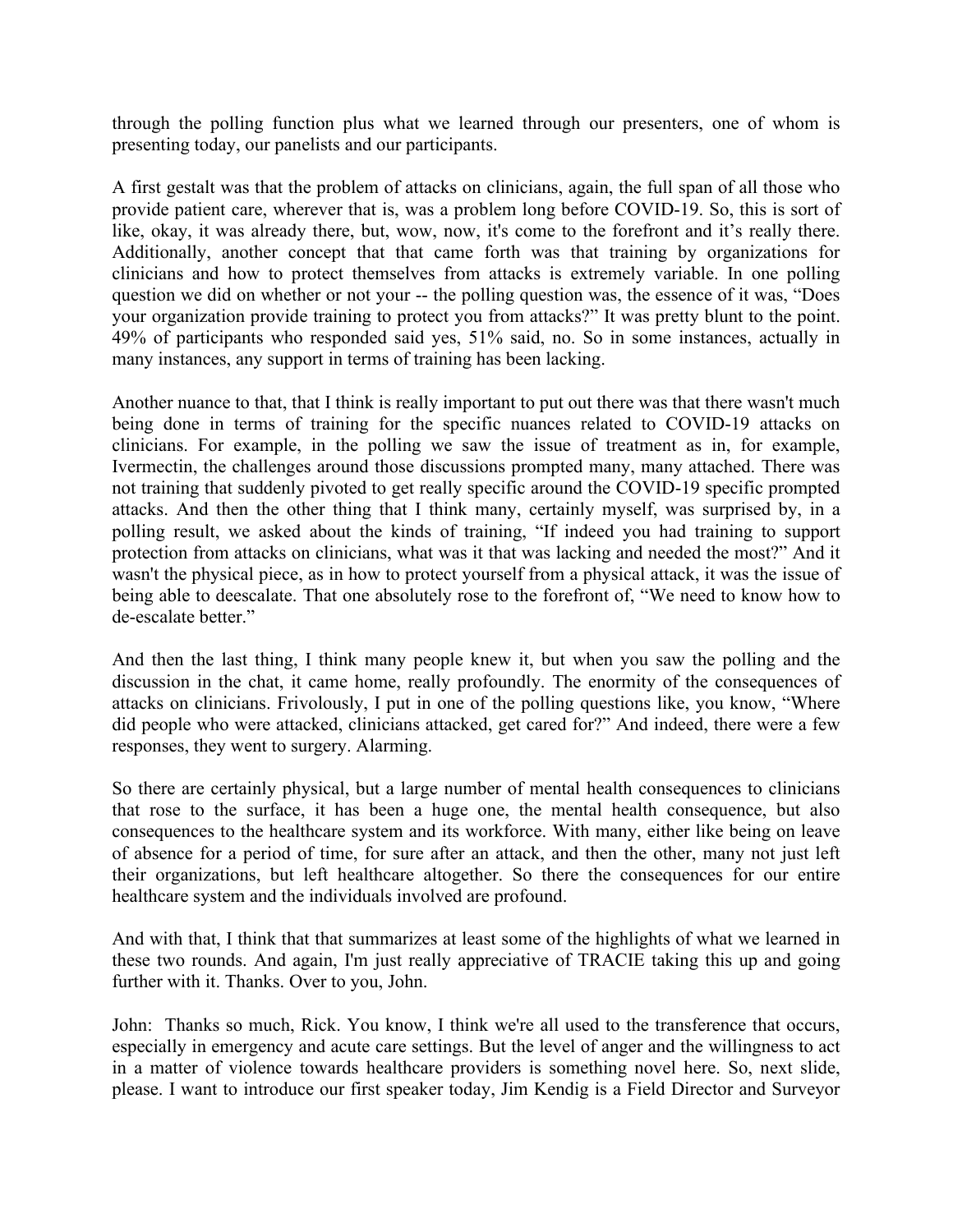through the polling function plus what we learned through our presenters, one of whom is presenting today, our panelists and our participants.

A first gestalt was that the problem of attacks on clinicians, again, the full span of all those who provide patient care, wherever that is, was a problem long before COVID-19. So, this is sort of like, okay, it was already there, but, wow, now, it's come to the forefront and it's really there. Additionally, another concept that that came forth was that training by organizations for clinicians and how to protect themselves from attacks is extremely variable. In one polling question we did on whether or not your -- the polling question was, the essence of it was, "Does your organization provide training to protect you from attacks?" It was pretty blunt to the point. 49% of participants who responded said yes, 51% said, no. So in some instances, actually in many instances, any support in terms of training has been lacking.

Another nuance to that, that I think is really important to put out there was that there wasn't much being done in terms of training for the specific nuances related to COVID-19 attacks on clinicians. For example, in the polling we saw the issue of treatment as in, for example, Ivermectin, the challenges around those discussions prompted many, many attached. There was not training that suddenly pivoted to get really specific around the COVID-19 specific prompted attacks. And then the other thing that I think many, certainly myself, was surprised by, in a polling result, we asked about the kinds of training, "If indeed you had training to support protection from attacks on clinicians, what was it that was lacking and needed the most?" And it wasn't the physical piece, as in how to protect yourself from a physical attack, it was the issue of being able to deescalate. That one absolutely rose to the forefront of, "We need to know how to de-escalate better."

And then the last thing, I think many people knew it, but when you saw the polling and the discussion in the chat, it came home, really profoundly. The enormity of the consequences of attacks on clinicians. Frivolously, I put in one of the polling questions like, you know, "Where did people who were attacked, clinicians attacked, get cared for?" And indeed, there were a few responses, they went to surgery. Alarming.

So there are certainly physical, but a large number of mental health consequences to clinicians that rose to the surface, it has been a huge one, the mental health consequence, but also consequences to the healthcare system and its workforce. With many, either like being on leave of absence for a period of time, for sure after an attack, and then the other, many not just left their organizations, but left healthcare altogether. So there the consequences for our entire healthcare system and the individuals involved are profound.

And with that, I think that that summarizes at least some of the highlights of what we learned in these two rounds. And again, I'm just really appreciative of TRACIE taking this up and going further with it. Thanks. Over to you, John.

John: Thanks so much, Rick. You know, I think we're all used to the transference that occurs, especially in emergency and acute care settings. But the level of anger and the willingness to act in a matter of violence towards healthcare providers is something novel here. So, next slide, please. I want to introduce our first speaker today, Jim Kendig is a Field Director and Surveyor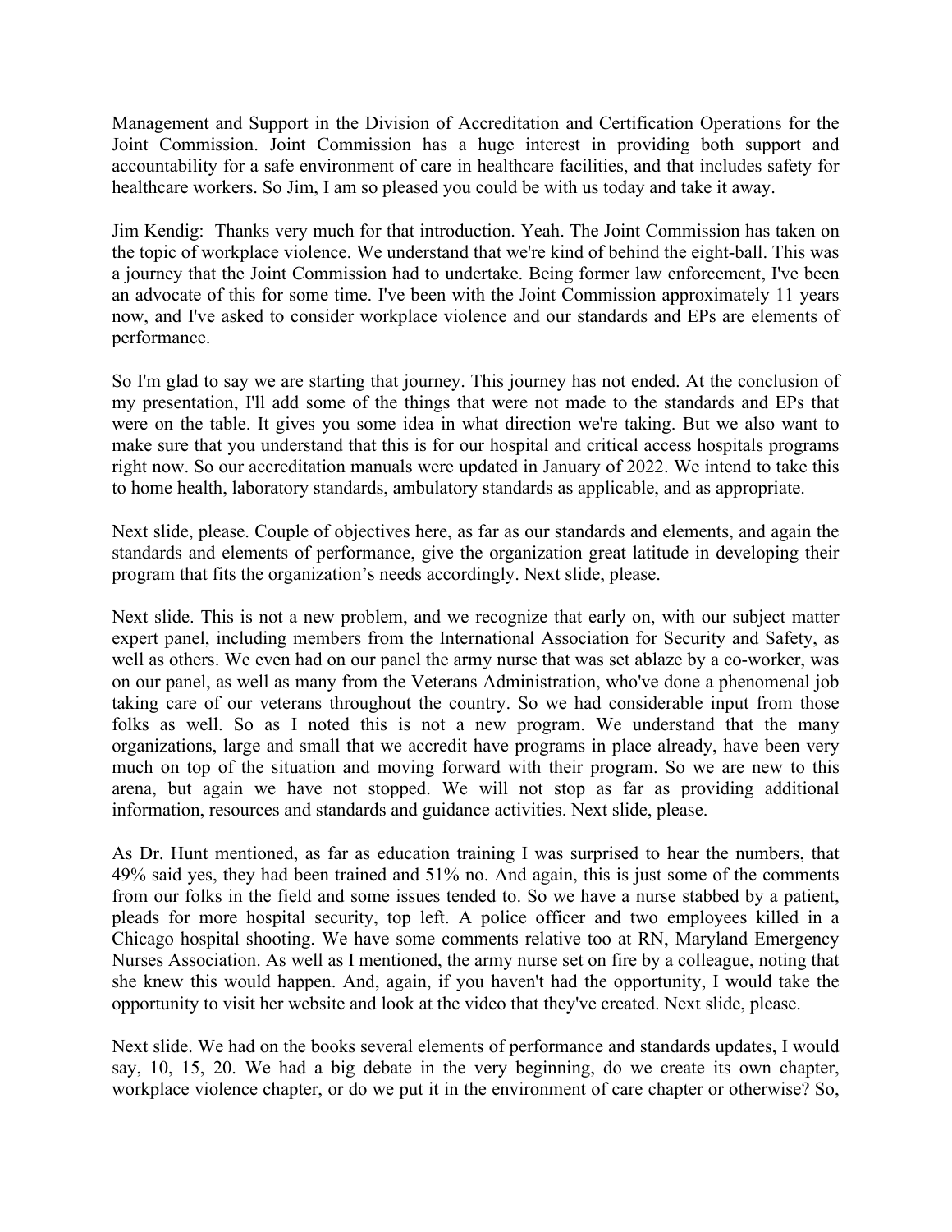Management and Support in the Division of Accreditation and Certification Operations for the Joint Commission. Joint Commission has a huge interest in providing both support and accountability for a safe environment of care in healthcare facilities, and that includes safety for healthcare workers. So Jim, I am so pleased you could be with us today and take it away.

Jim Kendig: Thanks very much for that introduction. Yeah. The Joint Commission has taken on the topic of workplace violence. We understand that we're kind of behind the eight-ball. This was a journey that the Joint Commission had to undertake. Being former law enforcement, I've been an advocate of this for some time. I've been with the Joint Commission approximately 11 years now, and I've asked to consider workplace violence and our standards and EPs are elements of performance.

So I'm glad to say we are starting that journey. This journey has not ended. At the conclusion of my presentation, I'll add some of the things that were not made to the standards and EPs that were on the table. It gives you some idea in what direction we're taking. But we also want to make sure that you understand that this is for our hospital and critical access hospitals programs right now. So our accreditation manuals were updated in January of 2022. We intend to take this to home health, laboratory standards, ambulatory standards as applicable, and as appropriate.

Next slide, please. Couple of objectives here, as far as our standards and elements, and again the standards and elements of performance, give the organization great latitude in developing their program that fits the organization's needs accordingly. Next slide, please.

Next slide. This is not a new problem, and we recognize that early on, with our subject matter expert panel, including members from the International Association for Security and Safety, as well as others. We even had on our panel the army nurse that was set ablaze by a co-worker, was on our panel, as well as many from the Veterans Administration, who've done a phenomenal job taking care of our veterans throughout the country. So we had considerable input from those folks as well. So as I noted this is not a new program. We understand that the many organizations, large and small that we accredit have programs in place already, have been very much on top of the situation and moving forward with their program. So we are new to this arena, but again we have not stopped. We will not stop as far as providing additional information, resources and standards and guidance activities. Next slide, please.

As Dr. Hunt mentioned, as far as education training I was surprised to hear the numbers, that 49% said yes, they had been trained and 51% no. And again, this is just some of the comments from our folks in the field and some issues tended to. So we have a nurse stabbed by a patient, pleads for more hospital security, top left. A police officer and two employees killed in a Chicago hospital shooting. We have some comments relative too at RN, Maryland Emergency Nurses Association. As well as I mentioned, the army nurse set on fire by a colleague, noting that she knew this would happen. And, again, if you haven't had the opportunity, I would take the opportunity to visit her website and look at the video that they've created. Next slide, please.

Next slide. We had on the books several elements of performance and standards updates, I would say, 10, 15, 20. We had a big debate in the very beginning, do we create its own chapter, workplace violence chapter, or do we put it in the environment of care chapter or otherwise? So,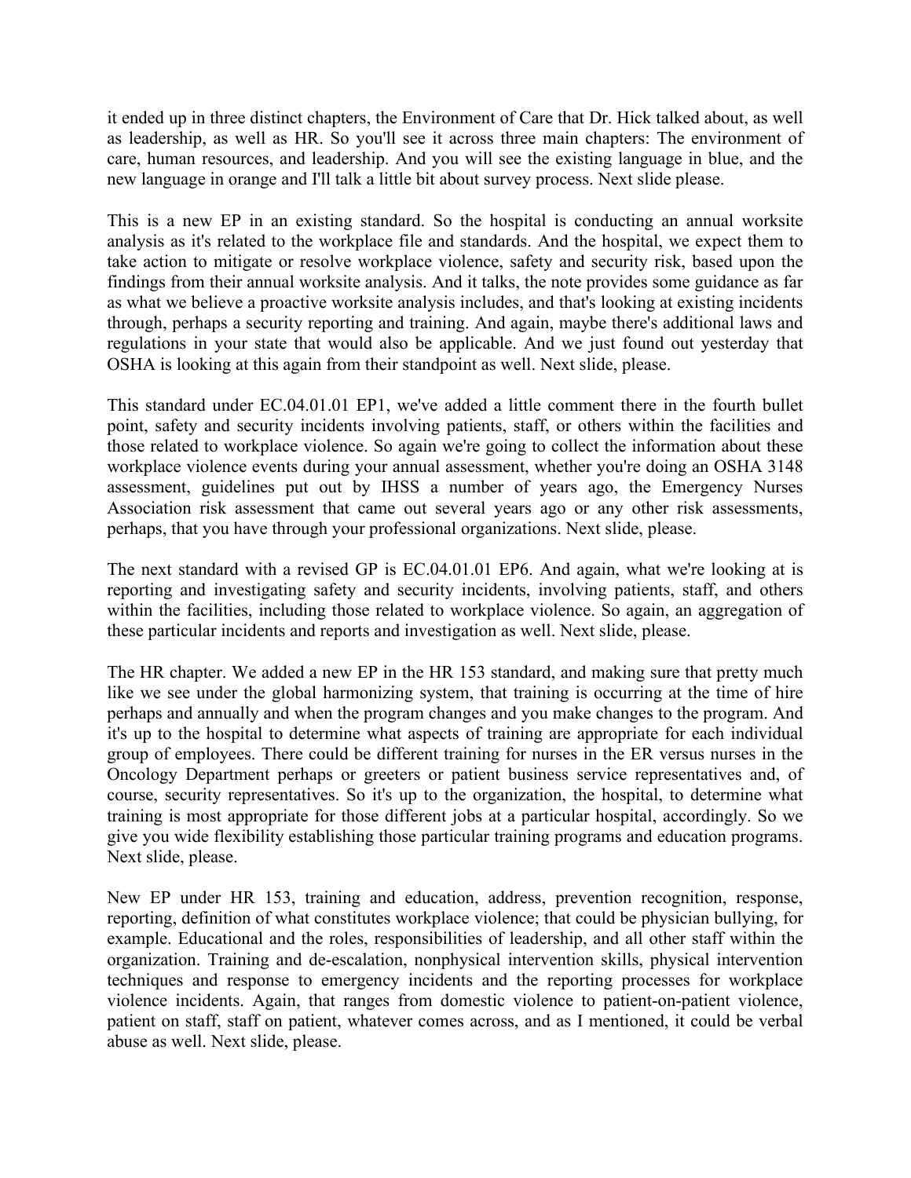it ended up in three distinct chapters, the Environment of Care that Dr. Hick talked about, as well as leadership, as well as HR. So you'll see it across three main chapters: The environment of care, human resources, and leadership. And you will see the existing language in blue, and the new language in orange and I'll talk a little bit about survey process. Next slide please.

This is a new EP in an existing standard. So the hospital is conducting an annual worksite analysis as it's related to the workplace file and standards. And the hospital, we expect them to take action to mitigate or resolve workplace violence, safety and security risk, based upon the findings from their annual worksite analysis. And it talks, the note provides some guidance as far as what we believe a proactive worksite analysis includes, and that's looking at existing incidents through, perhaps a security reporting and training. And again, maybe there's additional laws and regulations in your state that would also be applicable. And we just found out yesterday that OSHA is looking at this again from their standpoint as well. Next slide, please.

This standard under EC.04.01.01 EP1, we've added a little comment there in the fourth bullet point, safety and security incidents involving patients, staff, or others within the facilities and those related to workplace violence. So again we're going to collect the information about these workplace violence events during your annual assessment, whether you're doing an OSHA 3148 assessment, guidelines put out by IHSS a number of years ago, the Emergency Nurses Association risk assessment that came out several years ago or any other risk assessments, perhaps, that you have through your professional organizations. Next slide, please.

The next standard with a revised GP is EC.04.01.01 EP6. And again, what we're looking at is reporting and investigating safety and security incidents, involving patients, staff, and others within the facilities, including those related to workplace violence. So again, an aggregation of these particular incidents and reports and investigation as well. Next slide, please.

The HR chapter. We added a new EP in the HR 153 standard, and making sure that pretty much like we see under the global harmonizing system, that training is occurring at the time of hire perhaps and annually and when the program changes and you make changes to the program. And it's up to the hospital to determine what aspects of training are appropriate for each individual group of employees. There could be different training for nurses in the ER versus nurses in the Oncology Department perhaps or greeters or patient business service representatives and, of course, security representatives. So it's up to the organization, the hospital, to determine what training is most appropriate for those different jobs at a particular hospital, accordingly. So we give you wide flexibility establishing those particular training programs and education programs. Next slide, please.

New EP under HR 153, training and education, address, prevention recognition, response, reporting, definition of what constitutes workplace violence; that could be physician bullying, for example. Educational and the roles, responsibilities of leadership, and all other staff within the organization. Training and de-escalation, nonphysical intervention skills, physical intervention techniques and response to emergency incidents and the reporting processes for workplace violence incidents. Again, that ranges from domestic violence to patient-on-patient violence, patient on staff, staff on patient, whatever comes across, and as I mentioned, it could be verbal abuse as well. Next slide, please.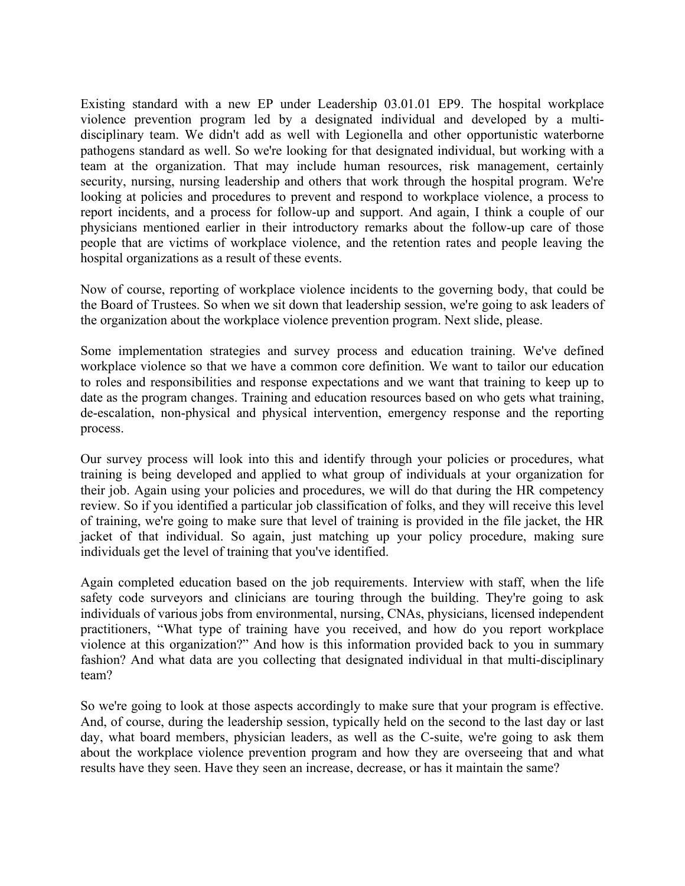Existing standard with a new EP under Leadership 03.01.01 EP9. The hospital workplace violence prevention program led by a designated individual and developed by a multi-disciplinary team. We didn't add as well with Legionella and other opportunistic waterborne pathogens standard as well. So we're looking for that designated individual, but working with a team at the organization. That may include human resources, risk management, certainly security, nursing, nursing leadership and others that work through the hospital program. We're looking at policies and procedures to prevent and respond to workplace violence, a process to report incidents, and a process for follow-up and support. And again, I think a couple of our physicians mentioned earlier in their introductory remarks about the follow-up care of those people that are victims of workplace violence, and the retention rates and people leaving the hospital organizations as a result of these events.

Now of course, reporting of workplace violence incidents to the governing body, that could be the Board of Trustees. So when we sit down that leadership session, we're going to ask leaders of the organization about the workplace violence prevention program. Next slide, please.

Some implementation strategies and survey process and education training. We've defined workplace violence so that we have a common core definition. We want to tailor our education to roles and responsibilities and response expectations and we want that training to keep up to date as the program changes. Training and education resources based on who gets what training, de-escalation, non-physical and physical intervention, emergency response and the reporting process.

Our survey process will look into this and identify through your policies or procedures, what training is being developed and applied to what group of individuals at your organization for their job. Again using your policies and procedures, we will do that during the HR competency review. So if you identified a particular job classification of folks, and they will receive this level of training, we're going to make sure that level of training is provided in the file jacket, the HR jacket of that individual. So again, just matching up your policy procedure, making sure individuals get the level of training that you've identified.

Again completed education based on the job requirements. Interview with staff, when the life safety code surveyors and clinicians are touring through the building. They're going to ask individuals of various jobs from environmental, nursing, CNAs, physicians, licensed independent practitioners, "What type of training have you received, and how do you report workplace violence at this organization?" And how is this information provided back to you in summary fashion? And what data are you collecting that designated individual in that multi-disciplinary team?

So we're going to look at those aspects accordingly to make sure that your program is effective. And, of course, during the leadership session, typically held on the second to the last day or last day, what board members, physician leaders, as well as the C-suite, we're going to ask them about the workplace violence prevention program and how they are overseeing that and what results have they seen. Have they seen an increase, decrease, or has it maintain the same?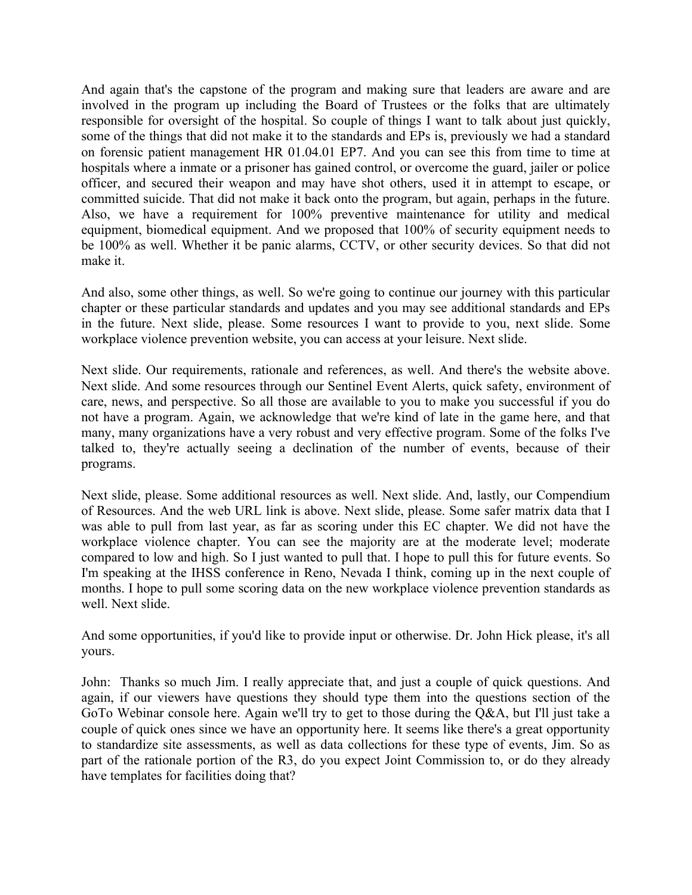And again that's the capstone of the program and making sure that leaders are aware and are involved in the program up including the Board of Trustees or the folks that are ultimately responsible for oversight of the hospital. So couple of things I want to talk about just quickly, some of the things that did not make it to the standards and EPs is, previously we had a standard on forensic patient management HR 01.04.01 EP7. And you can see this from time to time at hospitals where a inmate or a prisoner has gained control, or overcome the guard, jailer or police officer, and secured their weapon and may have shot others, used it in attempt to escape, or committed suicide. That did not make it back onto the program, but again, perhaps in the future. Also, we have a requirement for 100% preventive maintenance for utility and medical equipment, biomedical equipment. And we proposed that 100% of security equipment needs to be 100% as well. Whether it be panic alarms, CCTV, or other security devices. So that did not make it.

And also, some other things, as well. So we're going to continue our journey with this particular chapter or these particular standards and updates and you may see additional standards and EPs in the future. Next slide, please. Some resources I want to provide to you, next slide. Some workplace violence prevention website, you can access at your leisure. Next slide.

Next slide. Our requirements, rationale and references, as well. And there's the website above. Next slide. And some resources through our Sentinel Event Alerts, quick safety, environment of care, news, and perspective. So all those are available to you to make you successful if you do not have a program. Again, we acknowledge that we're kind of late in the game here, and that many, many organizations have a very robust and very effective program. Some of the folks I've talked to, they're actually seeing a declination of the number of events, because of their programs.

Next slide, please. Some additional resources as well. Next slide. And, lastly, our Compendium of Resources. And the web URL link is above. Next slide, please. Some safer matrix data that I was able to pull from last year, as far as scoring under this EC chapter. We did not have the workplace violence chapter. You can see the majority are at the moderate level; moderate compared to low and high. So I just wanted to pull that. I hope to pull this for future events. So I'm speaking at the IHSS conference in Reno, Nevada I think, coming up in the next couple of months. I hope to pull some scoring data on the new workplace violence prevention standards as well. Next slide.

And some opportunities, if you'd like to provide input or otherwise. Dr. John Hick please, it's all yours.

John: Thanks so much Jim. I really appreciate that, and just a couple of quick questions. And again, if our viewers have questions they should type them into the questions section of the GoTo Webinar console here. Again we'll try to get to those during the Q&A, but I'll just take a couple of quick ones since we have an opportunity here. It seems like there's a great opportunity to standardize site assessments, as well as data collections for these type of events, Jim. So as part of the rationale portion of the R3, do you expect Joint Commission to, or do they already have templates for facilities doing that?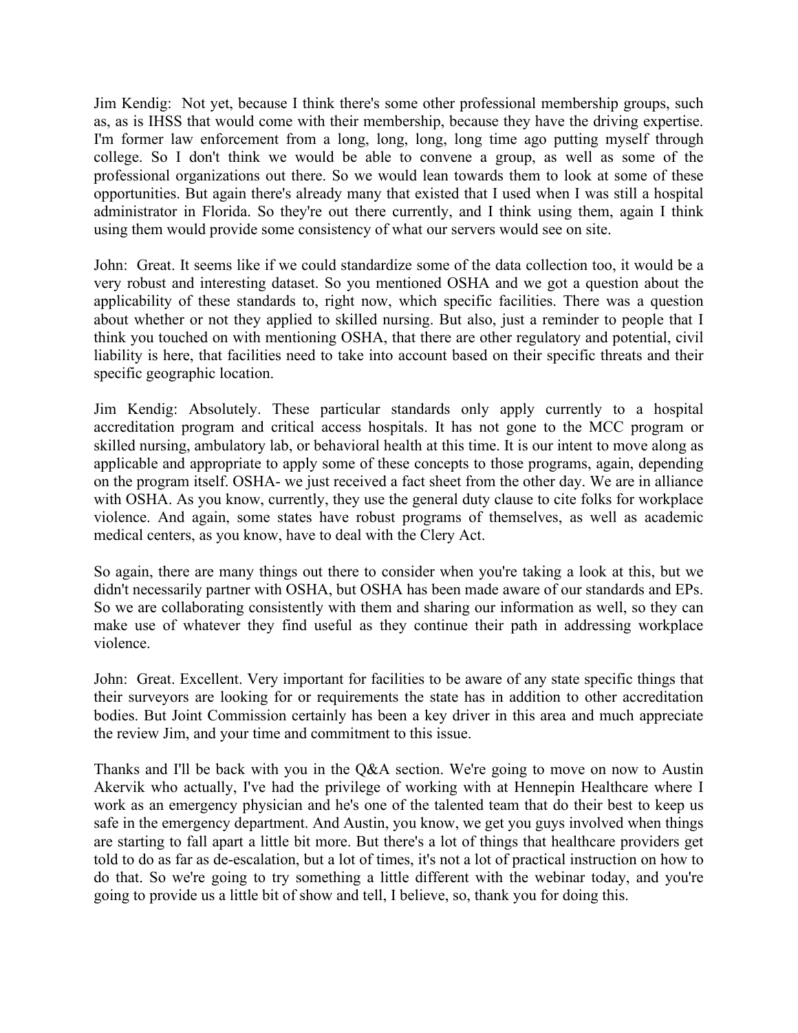Jim Kendig: Not yet, because I think there's some other professional membership groups, such as, as is IHSS that would come with their membership, because they have the driving expertise. I'm former law enforcement from a long, long, long, long time ago putting myself through college. So I don't think we would be able to convene a group, as well as some of the professional organizations out there. So we would lean towards them to look at some of these opportunities. But again there's already many that existed that I used when I was still a hospital administrator in Florida. So they're out there currently, and I think using them, again I think using them would provide some consistency of what our servers would see on site.

John: Great. It seems like if we could standardize some of the data collection too, it would be a very robust and interesting dataset. So you mentioned OSHA and we got a question about the applicability of these standards to, right now, which specific facilities. There was a question about whether or not they applied to skilled nursing. But also, just a reminder to people that I think you touched on with mentioning OSHA, that there are other regulatory and potential, civil liability is here, that facilities need to take into account based on their specific threats and their specific geographic location.

Jim Kendig: Absolutely. These particular standards only apply currently to a hospital accreditation program and critical access hospitals. It has not gone to the MCC program or skilled nursing, ambulatory lab, or behavioral health at this time. It is our intent to move along as applicable and appropriate to apply some of these concepts to those programs, again, depending on the program itself. OSHA- we just received a fact sheet from the other day. We are in alliance with OSHA. As you know, currently, they use the general duty clause to cite folks for workplace violence. And again, some states have robust programs of themselves, as well as academic medical centers, as you know, have to deal with the Clery Act.

So again, there are many things out there to consider when you're taking a look at this, but we didn't necessarily partner with OSHA, but OSHA has been made aware of our standards and EPs. So we are collaborating consistently with them and sharing our information as well, so they can make use of whatever they find useful as they continue their path in addressing workplace violence.

John: Great. Excellent. Very important for facilities to be aware of any state specific things that their surveyors are looking for or requirements the state has in addition to other accreditation bodies. But Joint Commission certainly has been a key driver in this area and much appreciate the review Jim, and your time and commitment to this issue.

Thanks and I'll be back with you in the Q&A section. We're going to move on now to Austin Akervik who actually, I've had the privilege of working with at Hennepin Healthcare where I work as an emergency physician and he's one of the talented team that do their best to keep us safe in the emergency department. And Austin, you know, we get you guys involved when things are starting to fall apart a little bit more. But there's a lot of things that healthcare providers get told to do as far as de-escalation, but a lot of times, it's not a lot of practical instruction on how to do that. So we're going to try something a little different with the webinar today, and you're going to provide us a little bit of show and tell, I believe, so, thank you for doing this.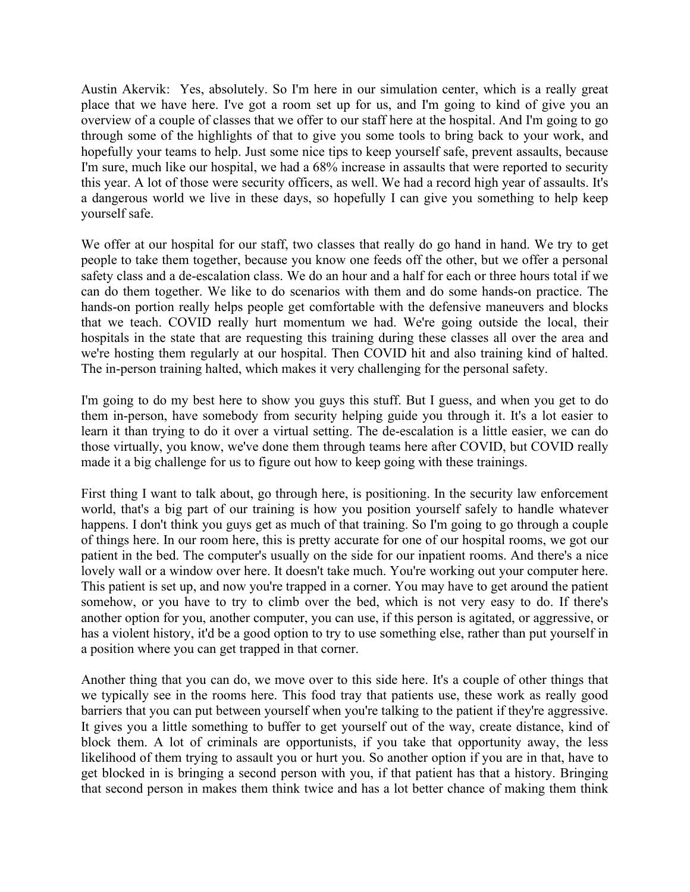Austin Akervik: Yes, absolutely. So I'm here in our simulation center, which is a really great place that we have here. I've got a room set up for us, and I'm going to kind of give you an overview of a couple of classes that we offer to our staff here at the hospital. And I'm going to go through some of the highlights of that to give you some tools to bring back to your work, and hopefully your teams to help. Just some nice tips to keep yourself safe, prevent assaults, because I'm sure, much like our hospital, we had a 68% increase in assaults that were reported to security this year. A lot of those were security officers, as well. We had a record high year of assaults. It's a dangerous world we live in these days, so hopefully I can give you something to help keep yourself safe.

We offer at our hospital for our staff, two classes that really do go hand in hand. We try to get people to take them together, because you know one feeds off the other, but we offer a personal safety class and a de-escalation class. We do an hour and a half for each or three hours total if we can do them together. We like to do scenarios with them and do some hands-on practice. The hands-on portion really helps people get comfortable with the defensive maneuvers and blocks that we teach. COVID really hurt momentum we had. We're going outside the local, their hospitals in the state that are requesting this training during these classes all over the area and we're hosting them regularly at our hospital. Then COVID hit and also training kind of halted. The in-person training halted, which makes it very challenging for the personal safety.

I'm going to do my best here to show you guys this stuff. But I guess, and when you get to do them in-person, have somebody from security helping guide you through it. It's a lot easier to learn it than trying to do it over a virtual setting. The de-escalation is a little easier, we can do those virtually, you know, we've done them through teams here after COVID, but COVID really made it a big challenge for us to figure out how to keep going with these trainings.

First thing I want to talk about, go through here, is positioning. In the security law enforcement world, that's a big part of our training is how you position yourself safely to handle whatever happens. I don't think you guys get as much of that training. So I'm going to go through a couple of things here. In our room here, this is pretty accurate for one of our hospital rooms, we got our patient in the bed. The computer's usually on the side for our inpatient rooms. And there's a nice lovely wall or a window over here. It doesn't take much. You're working out your computer here. This patient is set up, and now you're trapped in a corner. You may have to get around the patient somehow, or you have to try to climb over the bed, which is not very easy to do. If there's another option for you, another computer, you can use, if this person is agitated, or aggressive, or has a violent history, it'd be a good option to try to use something else, rather than put yourself in a position where you can get trapped in that corner.

Another thing that you can do, we move over to this side here. It's a couple of other things that we typically see in the rooms here. This food tray that patients use, these work as really good barriers that you can put between yourself when you're talking to the patient if they're aggressive. It gives you a little something to buffer to get yourself out of the way, create distance, kind of block them. A lot of criminals are opportunists, if you take that opportunity away, the less likelihood of them trying to assault you or hurt you. So another option if you are in that, have to get blocked in is bringing a second person with you, if that patient has that a history. Bringing that second person in makes them think twice and has a lot better chance of making them think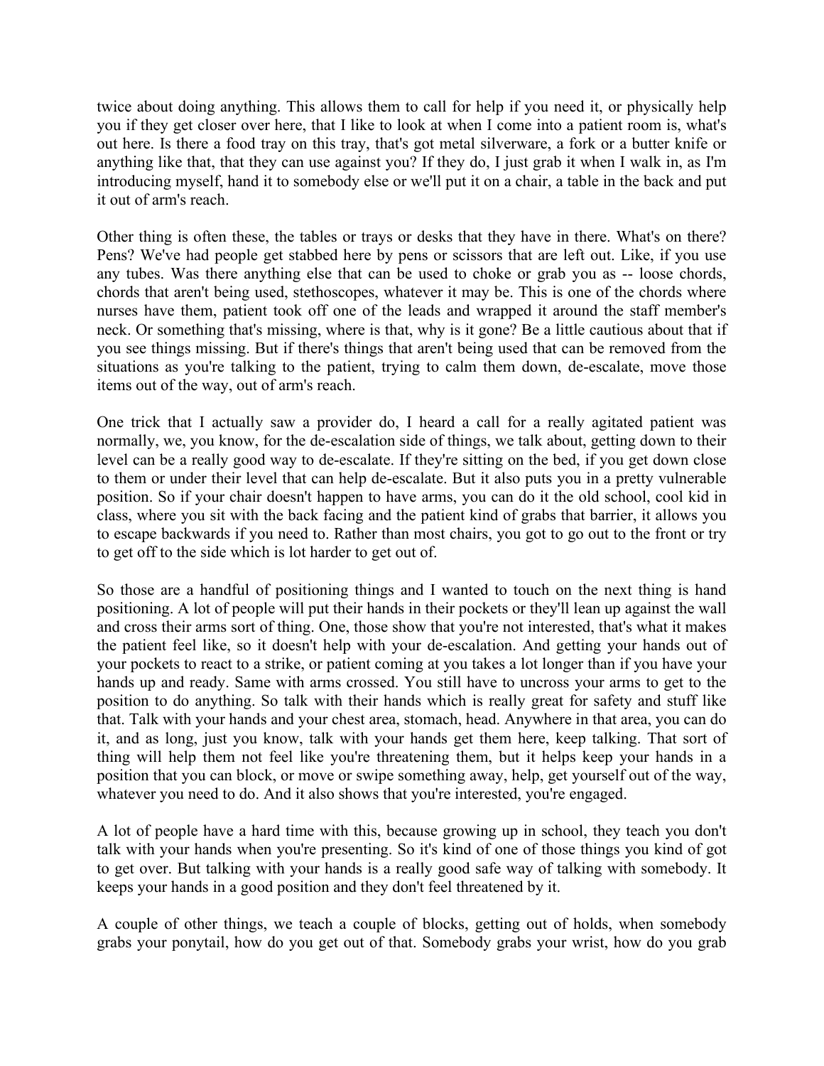twice about doing anything. This allows them to call for help if you need it, or physically help you if they get closer over here, that I like to look at when I come into a patient room is, what's out here. Is there a food tray on this tray, that's got metal silverware, a fork or a butter knife or anything like that, that they can use against you? If they do, I just grab it when I walk in, as I'm introducing myself, hand it to somebody else or we'll put it on a chair, a table in the back and put it out of arm's reach.

Other thing is often these, the tables or trays or desks that they have in there. What's on there? Pens? We've had people get stabbed here by pens or scissors that are left out. Like, if you use any tubes. Was there anything else that can be used to choke or grab you as -- loose chords, chords that aren't being used, stethoscopes, whatever it may be. This is one of the chords where nurses have them, patient took off one of the leads and wrapped it around the staff member's neck. Or something that's missing, where is that, why is it gone? Be a little cautious about that if you see things missing. But if there's things that aren't being used that can be removed from the situations as you're talking to the patient, trying to calm them down, de-escalate, move those items out of the way, out of arm's reach.

One trick that I actually saw a provider do, I heard a call for a really agitated patient was normally, we, you know, for the de-escalation side of things, we talk about, getting down to their level can be a really good way to de-escalate. If they're sitting on the bed, if you get down close to them or under their level that can help de-escalate. But it also puts you in a pretty vulnerable position. So if your chair doesn't happen to have arms, you can do it the old school, cool kid in class, where you sit with the back facing and the patient kind of grabs that barrier, it allows you to escape backwards if you need to. Rather than most chairs, you got to go out to the front or try to get off to the side which is lot harder to get out of.

So those are a handful of positioning things and I wanted to touch on the next thing is hand positioning. A lot of people will put their hands in their pockets or they'll lean up against the wall and cross their arms sort of thing. One, those show that you're not interested, that's what it makes the patient feel like, so it doesn't help with your de-escalation. And getting your hands out of your pockets to react to a strike, or patient coming at you takes a lot longer than if you have your hands up and ready. Same with arms crossed. You still have to uncross your arms to get to the position to do anything. So talk with their hands which is really great for safety and stuff like that. Talk with your hands and your chest area, stomach, head. Anywhere in that area, you can do it, and as long, just you know, talk with your hands get them here, keep talking. That sort of thing will help them not feel like you're threatening them, but it helps keep your hands in a position that you can block, or move or swipe something away, help, get yourself out of the way, whatever you need to do. And it also shows that you're interested, you're engaged.

A lot of people have a hard time with this, because growing up in school, they teach you don't talk with your hands when you're presenting. So it's kind of one of those things you kind of got to get over. But talking with your hands is a really good safe way of talking with somebody. It keeps your hands in a good position and they don't feel threatened by it.

A couple of other things, we teach a couple of blocks, getting out of holds, when somebody grabs your ponytail, how do you get out of that. Somebody grabs your wrist, how do you grab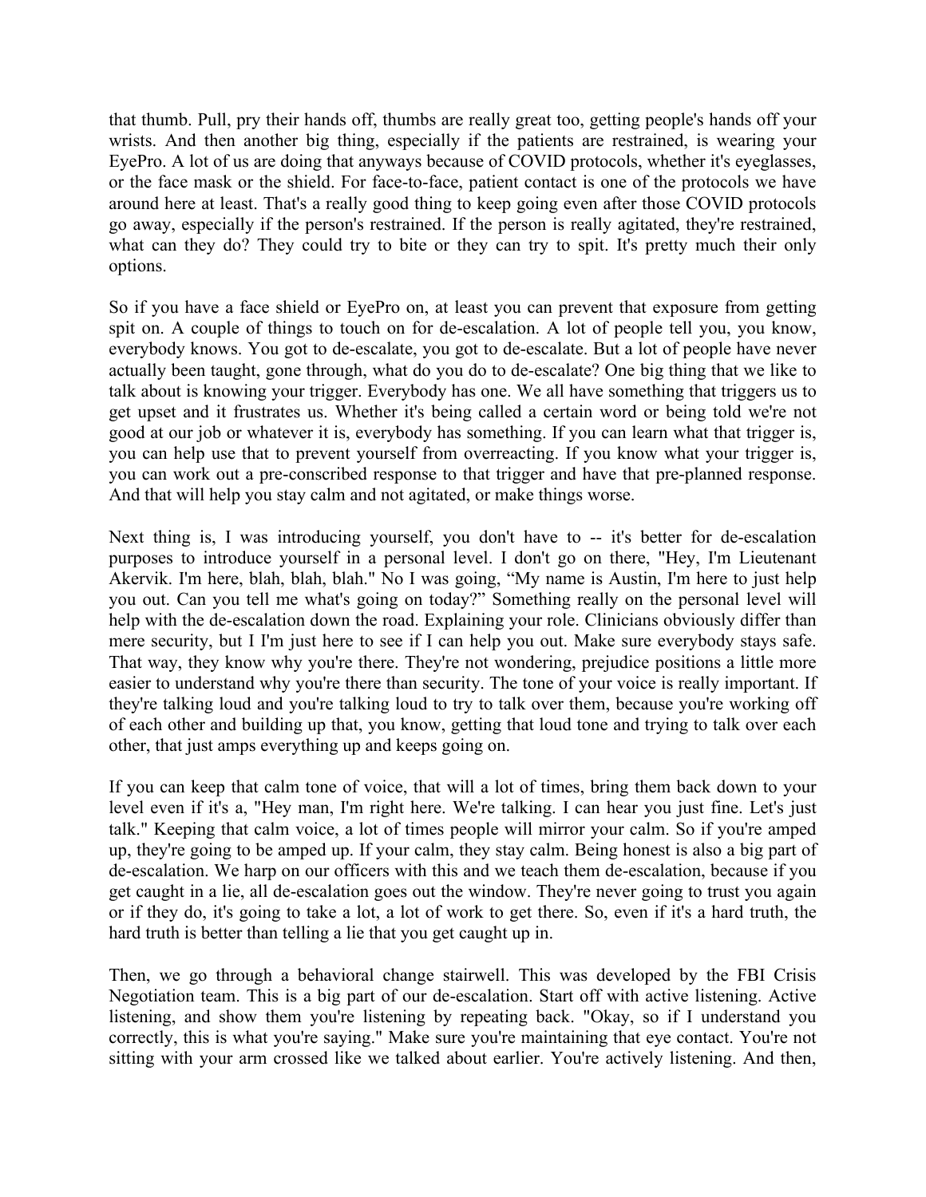that thumb. Pull, pry their hands off, thumbs are really great too, getting people's hands off your wrists. And then another big thing, especially if the patients are restrained, is wearing your EyePro. A lot of us are doing that anyways because of COVID protocols, whether it's eyeglasses, or the face mask or the shield. For face-to-face, patient contact is one of the protocols we have around here at least. That's a really good thing to keep going even after those COVID protocols go away, especially if the person's restrained. If the person is really agitated, they're restrained, what can they do? They could try to bite or they can try to spit. It's pretty much their only options.

So if you have a face shield or EyePro on, at least you can prevent that exposure from getting spit on. A couple of things to touch on for de-escalation. A lot of people tell you, you know, everybody knows. You got to de-escalate, you got to de-escalate. But a lot of people have never actually been taught, gone through, what do you do to de-escalate? One big thing that we like to talk about is knowing your trigger. Everybody has one. We all have something that triggers us to get upset and it frustrates us. Whether it's being called a certain word or being told we're not good at our job or whatever it is, everybody has something. If you can learn what that trigger is, you can help use that to prevent yourself from overreacting. If you know what your trigger is, you can work out a pre-conscribed response to that trigger and have that pre-planned response. And that will help you stay calm and not agitated, or make things worse.

Next thing is, I was introducing yourself, you don't have to -- it's better for de-escalation purposes to introduce yourself in a personal level. I don't go on there, "Hey, I'm Lieutenant Akervik. I'm here, blah, blah, blah." No I was going, “My name is Austin, I'm here to just help you out. Can you tell me what's going on today?” Something really on the personal level will help with the de-escalation down the road. Explaining your role. Clinicians obviously differ than mere security, but I I'm just here to see if I can help you out. Make sure everybody stays safe. That way, they know why you're there. They're not wondering, prejudice positions a little more easier to understand why you're there than security. The tone of your voice is really important. If they're talking loud and you're talking loud to try to talk over them, because you're working off of each other and building up that, you know, getting that loud tone and trying to talk over each other, that just amps everything up and keeps going on.

If you can keep that calm tone of voice, that will a lot of times, bring them back down to your level even if it's a, "Hey man, I'm right here. We're talking. I can hear you just fine. Let's just talk." Keeping that calm voice, a lot of times people will mirror your calm. So if you're amped up, they're going to be amped up. If your calm, they stay calm. Being honest is also a big part of de-escalation. We harp on our officers with this and we teach them de-escalation, because if you get caught in a lie, all de-escalation goes out the window. They're never going to trust you again or if they do, it's going to take a lot, a lot of work to get there. So, even if it's a hard truth, the hard truth is better than telling a lie that you get caught up in.

Then, we go through a behavioral change stairwell. This was developed by the FBI Crisis Negotiation team. This is a big part of our de-escalation. Start off with active listening. Active listening, and show them you're listening by repeating back. "Okay, so if I understand you correctly, this is what you're saying." Make sure you're maintaining that eye contact. You're not sitting with your arm crossed like we talked about earlier. You're actively listening. And then,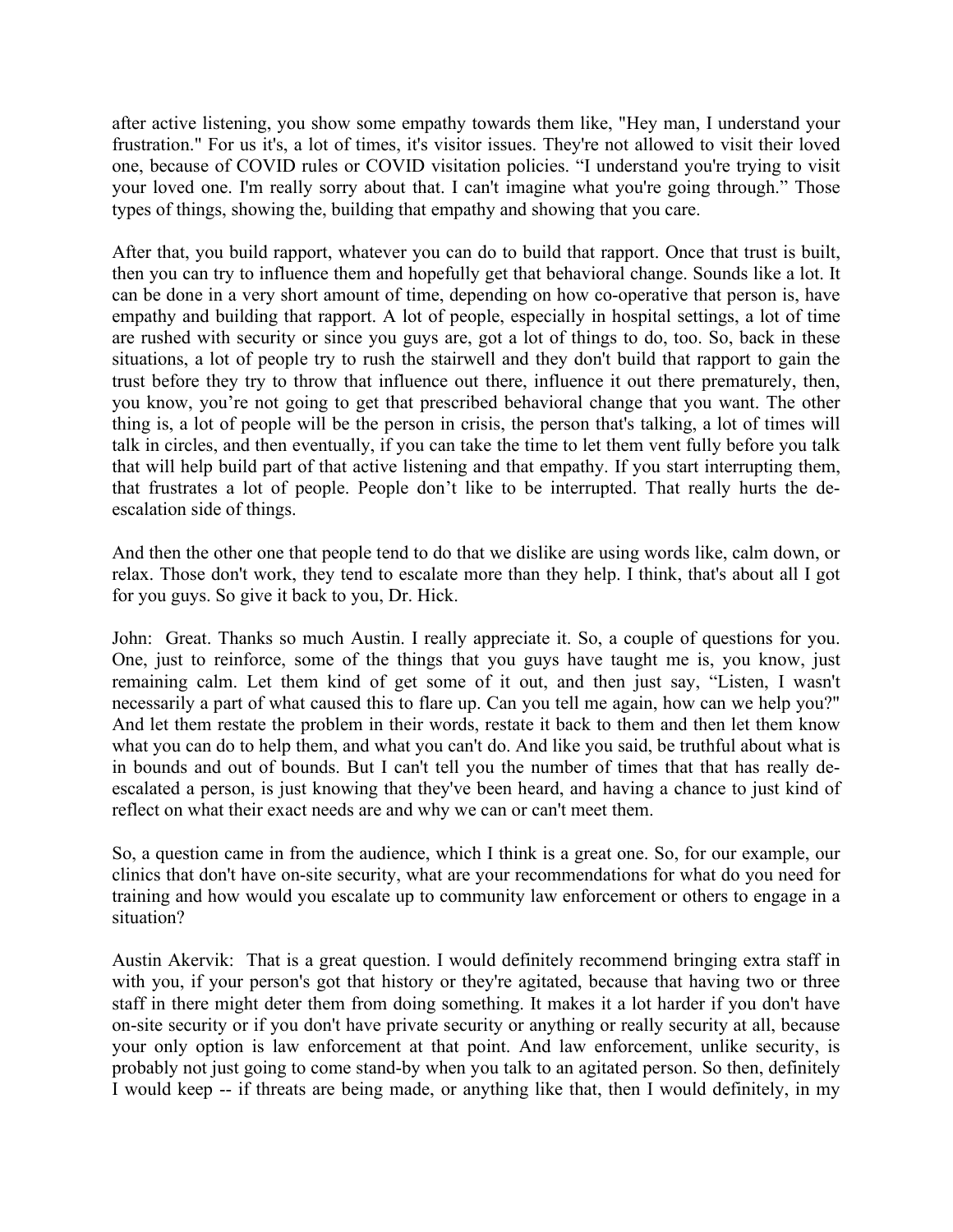after active listening, you show some empathy towards them like, "Hey man, I understand your frustration." For us it's, a lot of times, it's visitor issues. They're not allowed to visit their loved one, because of COVID rules or COVID visitation policies. "I understand you're trying to visit your loved one. I'm really sorry about that. I can't imagine what you're going through." Those types of things, showing the, building that empathy and showing that you care.

After that, you build rapport, whatever you can do to build that rapport. Once that trust is built, then you can try to influence them and hopefully get that behavioral change. Sounds like a lot. It can be done in a very short amount of time, depending on how co-operative that person is, have empathy and building that rapport. A lot of people, especially in hospital settings, a lot of time are rushed with security or since you guys are, got a lot of things to do, too. So, back in these situations, a lot of people try to rush the stairwell and they don't build that rapport to gain the trust before they try to throw that influence out there, influence it out there prematurely, then, you know, you're not going to get that prescribed behavioral change that you want. The other thing is, a lot of people will be the person in crisis, the person that's talking, a lot of times will talk in circles, and then eventually, if you can take the time to let them vent fully before you talk that will help build part of that active listening and that empathy. If you start interrupting them, that frustrates a lot of people. People don't like to be interrupted. That really hurts the de-escalation side of things.

And then the other one that people tend to do that we dislike are using words like, calm down, or relax. Those don't work, they tend to escalate more than they help. I think, that's about all I got for you guys. So give it back to you, Dr. Hick.

John: Great. Thanks so much Austin. I really appreciate it. So, a couple of questions for you. One, just to reinforce, some of the things that you guys have taught me is, you know, just remaining calm. Let them kind of get some of it out, and then just say, "Listen, I wasn't necessarily a part of what caused this to flare up. Can you tell me again, how can we help you?" And let them restate the problem in their words, restate it back to them and then let them know what you can do to help them, and what you can't do. And like you said, be truthful about what is in bounds and out of bounds. But I can't tell you the number of times that that has really de-escalated a person, is just knowing that they've been heard, and having a chance to just kind of reflect on what their exact needs are and why we can or can't meet them.

So, a question came in from the audience, which I think is a great one. So, for our example, our clinics that don't have on-site security, what are your recommendations for what do you need for training and how would you escalate up to community law enforcement or others to engage in a situation?

Austin Akervik: That is a great question. I would definitely recommend bringing extra staff in with you, if your person's got that history or they're agitated, because that having two or three staff in there might deter them from doing something. It makes it a lot harder if you don't have on-site security or if you don't have private security or anything or really security at all, because your only option is law enforcement at that point. And law enforcement, unlike security, is probably not just going to come stand-by when you talk to an agitated person. So then, definitely I would keep -- if threats are being made, or anything like that, then I would definitely, in my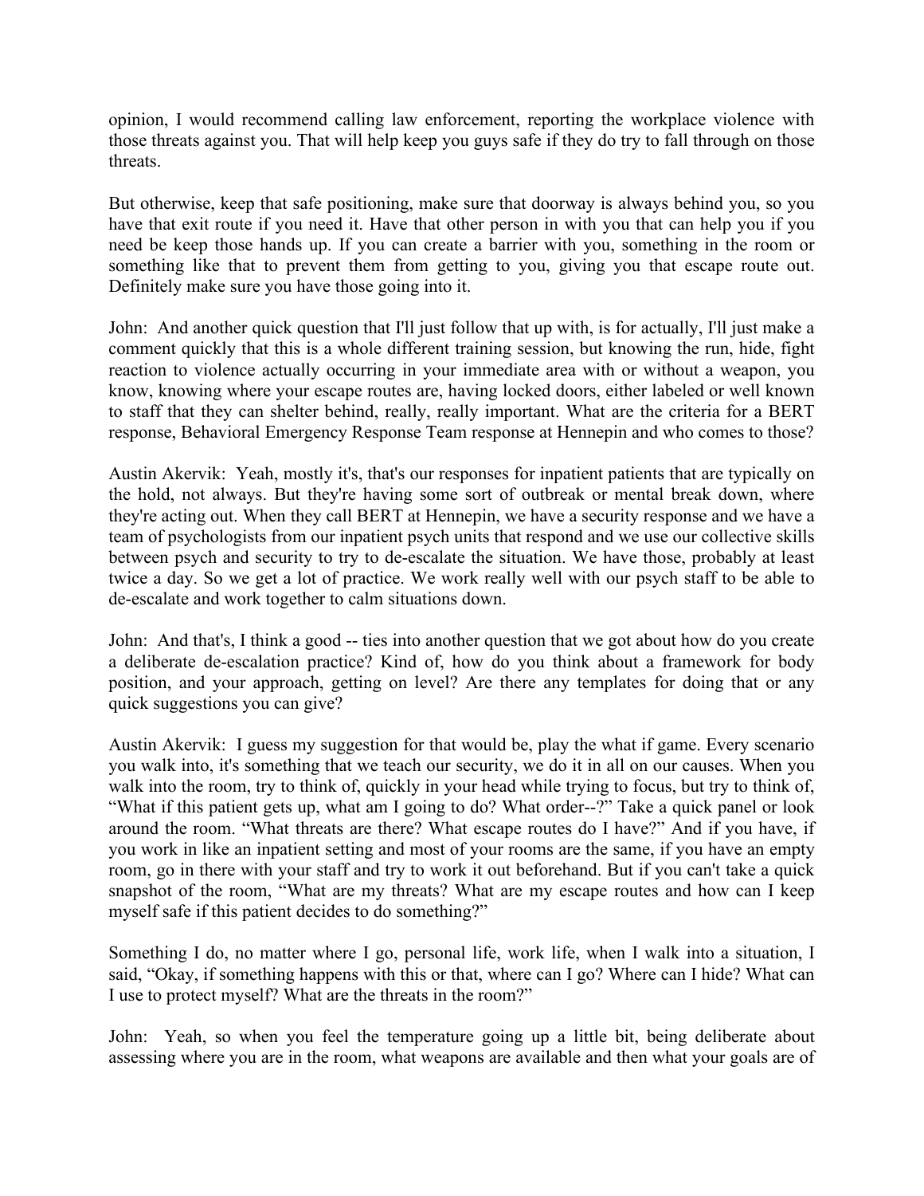opinion, I would recommend calling law enforcement, reporting the workplace violence with those threats against you. That will help keep you guys safe if they do try to fall through on those threats.

But otherwise, keep that safe positioning, make sure that doorway is always behind you, so you have that exit route if you need it. Have that other person in with you that can help you if you need be keep those hands up. If you can create a barrier with you, something in the room or something like that to prevent them from getting to you, giving you that escape route out. Definitely make sure you have those going into it.

John: And another quick question that I'll just follow that up with, is for actually, I'll just make a comment quickly that this is a whole different training session, but knowing the run, hide, fight reaction to violence actually occurring in your immediate area with or without a weapon, you know, knowing where your escape routes are, having locked doors, either labeled or well known to staff that they can shelter behind, really, really important. What are the criteria for a BERT response, Behavioral Emergency Response Team response at Hennepin and who comes to those?

Austin Akervik: Yeah, mostly it's, that's our responses for inpatient patients that are typically on the hold, not always. But they're having some sort of outbreak or mental break down, where they're acting out. When they call BERT at Hennepin, we have a security response and we have a team of psychologists from our inpatient psych units that respond and we use our collective skills between psych and security to try to de-escalate the situation. We have those, probably at least twice a day. So we get a lot of practice. We work really well with our psych staff to be able to de-escalate and work together to calm situations down.

John: And that's, I think a good -- ties into another question that we got about how do you create a deliberate de-escalation practice? Kind of, how do you think about a framework for body position, and your approach, getting on level? Are there any templates for doing that or any quick suggestions you can give?

Austin Akervik: I guess my suggestion for that would be, play the what if game. Every scenario you walk into, it's something that we teach our security, we do it in all on our causes. When you walk into the room, try to think of, quickly in your head while trying to focus, but try to think of, "What if this patient gets up, what am I going to do? What order--?" Take a quick panel or look around the room. "What threats are there? What escape routes do I have?" And if you have, if you work in like an inpatient setting and most of your rooms are the same, if you have an empty room, go in there with your staff and try to work it out beforehand. But if you can't take a quick snapshot of the room, "What are my threats? What are my escape routes and how can I keep myself safe if this patient decides to do something?"

Something I do, no matter where I go, personal life, work life, when I walk into a situation, I said, "Okay, if something happens with this or that, where can I go? Where can I hide? What can I use to protect myself? What are the threats in the room?"

John: Yeah, so when you feel the temperature going up a little bit, being deliberate about assessing where you are in the room, what weapons are available and then what your goals are of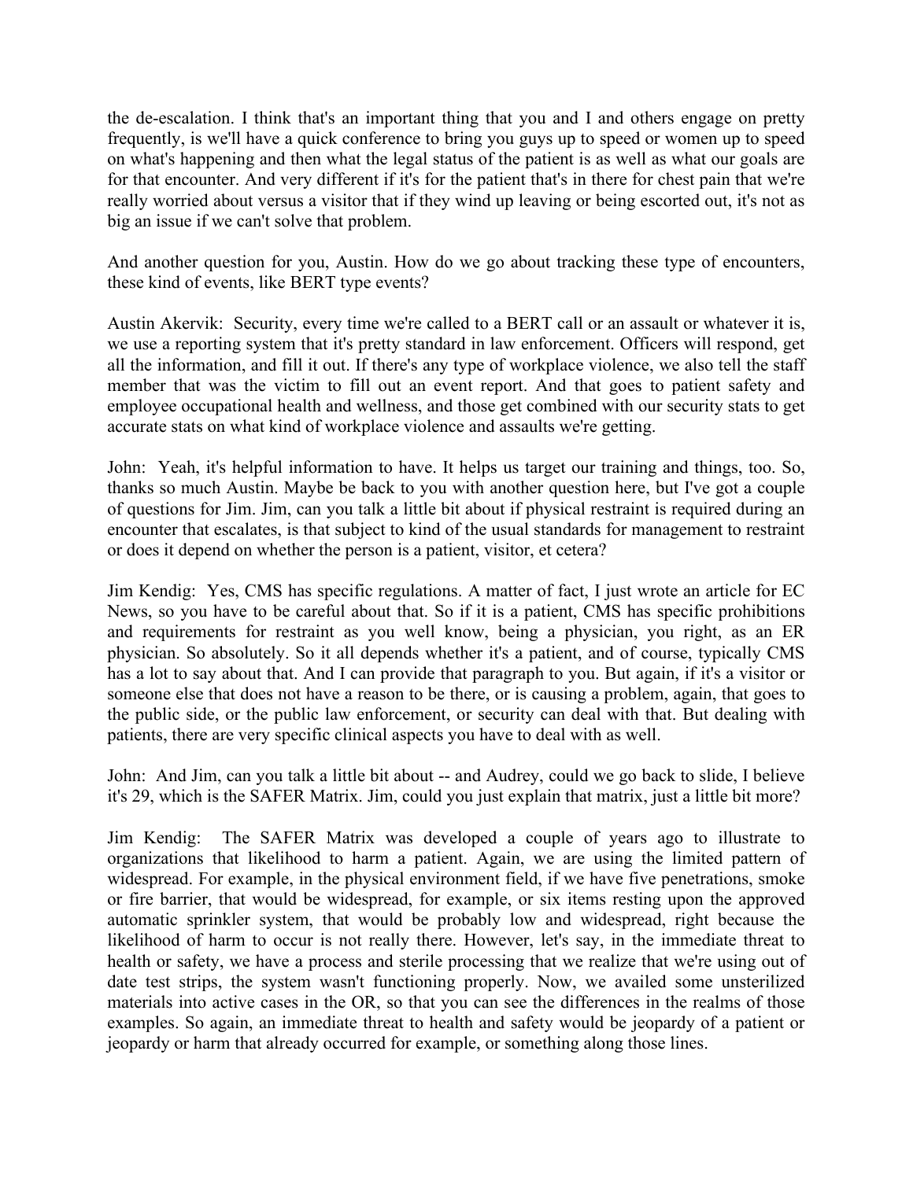the de-escalation. I think that's an important thing that you and I and others engage on pretty frequently, is we'll have a quick conference to bring you guys up to speed or women up to speed on what's happening and then what the legal status of the patient is as well as what our goals are for that encounter. And very different if it's for the patient that's in there for chest pain that we're really worried about versus a visitor that if they wind up leaving or being escorted out, it's not as big an issue if we can't solve that problem.

And another question for you, Austin. How do we go about tracking these type of encounters, these kind of events, like BERT type events?

Austin Akervik: Security, every time we're called to a BERT call or an assault or whatever it is, we use a reporting system that it's pretty standard in law enforcement. Officers will respond, get all the information, and fill it out. If there's any type of workplace violence, we also tell the staff member that was the victim to fill out an event report. And that goes to patient safety and employee occupational health and wellness, and those get combined with our security stats to get accurate stats on what kind of workplace violence and assaults we're getting.

John: Yeah, it's helpful information to have. It helps us target our training and things, too. So, thanks so much Austin. Maybe be back to you with another question here, but I've got a couple of questions for Jim. Jim, can you talk a little bit about if physical restraint is required during an encounter that escalates, is that subject to kind of the usual standards for management to restraint or does it depend on whether the person is a patient, visitor, et cetera?

Jim Kendig: Yes, CMS has specific regulations. A matter of fact, I just wrote an article for EC News, so you have to be careful about that. So if it is a patient, CMS has specific prohibitions and requirements for restraint as you well know, being a physician, you right, as an ER physician. So absolutely. So it all depends whether it's a patient, and of course, typically CMS has a lot to say about that. And I can provide that paragraph to you. But again, if it's a visitor or someone else that does not have a reason to be there, or is causing a problem, again, that goes to the public side, or the public law enforcement, or security can deal with that. But dealing with patients, there are very specific clinical aspects you have to deal with as well.

John: And Jim, can you talk a little bit about -- and Audrey, could we go back to slide, I believe it's 29, which is the SAFER Matrix. Jim, could you just explain that matrix, just a little bit more?

Jim Kendig: The SAFER Matrix was developed a couple of years ago to illustrate to organizations that likelihood to harm a patient. Again, we are using the limited pattern of widespread. For example, in the physical environment field, if we have five penetrations, smoke or fire barrier, that would be widespread, for example, or six items resting upon the approved automatic sprinkler system, that would be probably low and widespread, right because the likelihood of harm to occur is not really there. However, let's say, in the immediate threat to health or safety, we have a process and sterile processing that we realize that we're using out of date test strips, the system wasn't functioning properly. Now, we availed some unsterilized materials into active cases in the OR, so that you can see the differences in the realms of those examples. So again, an immediate threat to health and safety would be jeopardy of a patient or jeopardy or harm that already occurred for example, or something along those lines.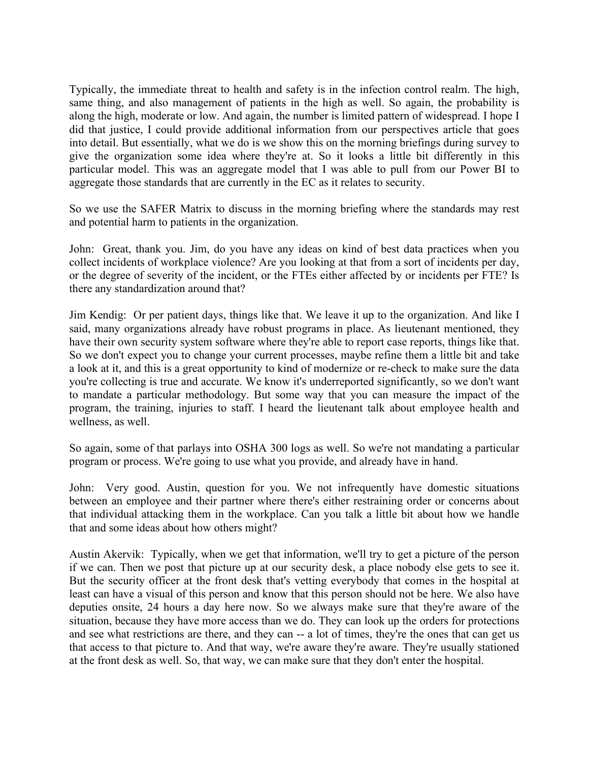Typically, the immediate threat to health and safety is in the infection control realm. The high, same thing, and also management of patients in the high as well. So again, the probability is along the high, moderate or low. And again, the number is limited pattern of widespread. I hope I did that justice, I could provide additional information from our perspectives article that goes into detail. But essentially, what we do is we show this on the morning briefings during survey to give the organization some idea where they're at. So it looks a little bit differently in this particular model. This was an aggregate model that I was able to pull from our Power BI to aggregate those standards that are currently in the EC as it relates to security.

So we use the SAFER Matrix to discuss in the morning briefing where the standards may rest and potential harm to patients in the organization.

John: Great, thank you. Jim, do you have any ideas on kind of best data practices when you collect incidents of workplace violence? Are you looking at that from a sort of incidents per day, or the degree of severity of the incident, or the FTEs either affected by or incidents per FTE? Is there any standardization around that?

Jim Kendig: Or per patient days, things like that. We leave it up to the organization. And like I said, many organizations already have robust programs in place. As lieutenant mentioned, they have their own security system software where they're able to report case reports, things like that. So we don't expect you to change your current processes, maybe refine them a little bit and take a look at it, and this is a great opportunity to kind of modernize or re-check to make sure the data you're collecting is true and accurate. We know it's underreported significantly, so we don't want to mandate a particular methodology. But some way that you can measure the impact of the program, the training, injuries to staff. I heard the lieutenant talk about employee health and wellness, as well.

So again, some of that parlays into OSHA 300 logs as well. So we're not mandating a particular program or process. We're going to use what you provide, and already have in hand.

John: Very good. Austin, question for you. We not infrequently have domestic situations between an employee and their partner where there's either restraining order or concerns about that individual attacking them in the workplace. Can you talk a little bit about how we handle that and some ideas about how others might?

Austin Akervik: Typically, when we get that information, we'll try to get a picture of the person if we can. Then we post that picture up at our security desk, a place nobody else gets to see it. But the security officer at the front desk that's vetting everybody that comes in the hospital at least can have a visual of this person and know that this person should not be here. We also have deputies onsite, 24 hours a day here now. So we always make sure that they're aware of the situation, because they have more access than we do. They can look up the orders for protections and see what restrictions are there, and they can -- a lot of times, they're the ones that can get us that access to that picture to. And that way, we're aware they're aware. They're usually stationed at the front desk as well. So, that way, we can make sure that they don't enter the hospital.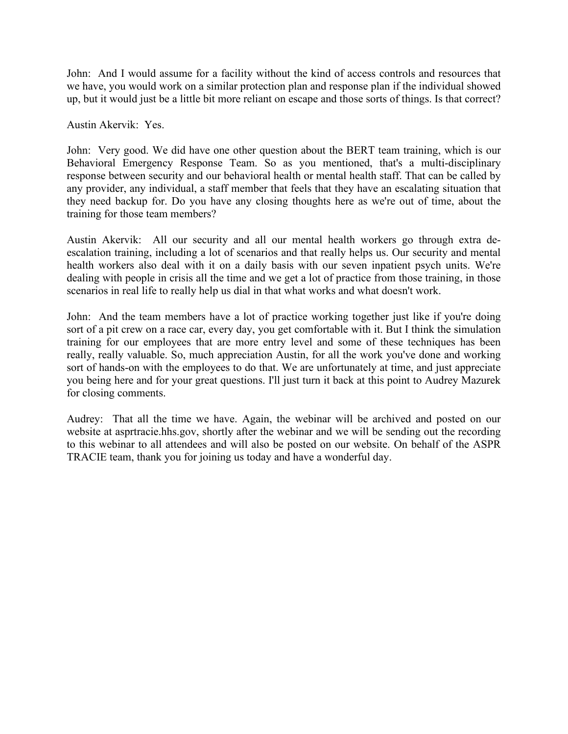John: And I would assume for a facility without the kind of access controls and resources that we have, you would work on a similar protection plan and response plan if the individual showed up, but it would just be a little bit more reliant on escape and those sorts of things. Is that correct?

Austin Akervik: Yes.

John: Very good. We did have one other question about the BERT team training, which is our Behavioral Emergency Response Team. So as you mentioned, that's a multi-disciplinary response between security and our behavioral health or mental health staff. That can be called by any provider, any individual, a staff member that feels that they have an escalating situation that they need backup for. Do you have any closing thoughts here as we're out of time, about the training for those team members?

Austin Akervik: All our security and all our mental health workers go through extra de-escalation training, including a lot of scenarios and that really helps us. Our security and mental health workers also deal with it on a daily basis with our seven inpatient psych units. We're dealing with people in crisis all the time and we get a lot of practice from those training, in those scenarios in real life to really help us dial in that what works and what doesn't work.

John: And the team members have a lot of practice working together just like if you're doing sort of a pit crew on a race car, every day, you get comfortable with it. But I think the simulation training for our employees that are more entry level and some of these techniques has been really, really valuable. So, much appreciation Austin, for all the work you've done and working sort of hands-on with the employees to do that. We are unfortunately at time, and just appreciate you being here and for your great questions. I'll just turn it back at this point to Audrey Mazurek for closing comments.

Audrey: That all the time we have. Again, the webinar will be archived and posted on our website at asprtracie.hhs.gov, shortly after the webinar and we will be sending out the recording to this webinar to all attendees and will also be posted on our website. On behalf of the ASPR TRACIE team, thank you for joining us today and have a wonderful day.